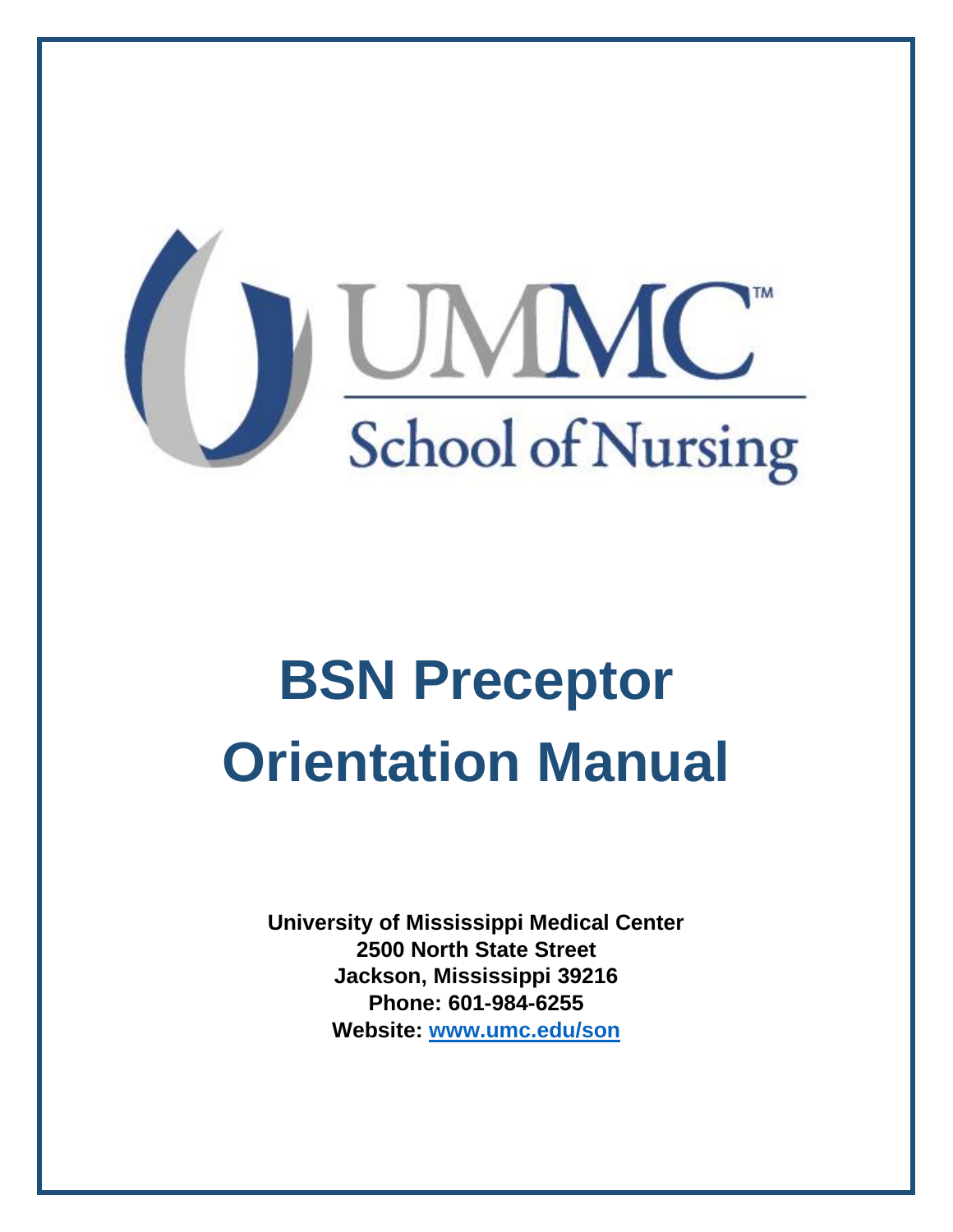UMMC™

School of Nursing

# BSN Preceptor Orientation Manual

**University of Mississippi Medical Center**
**2500 North State Street**
**Jackson, Mississippi 39216**
**Phone: 601-984-6255**
**Website: [www.umc.edu/son](http://www.umc.edu/son)**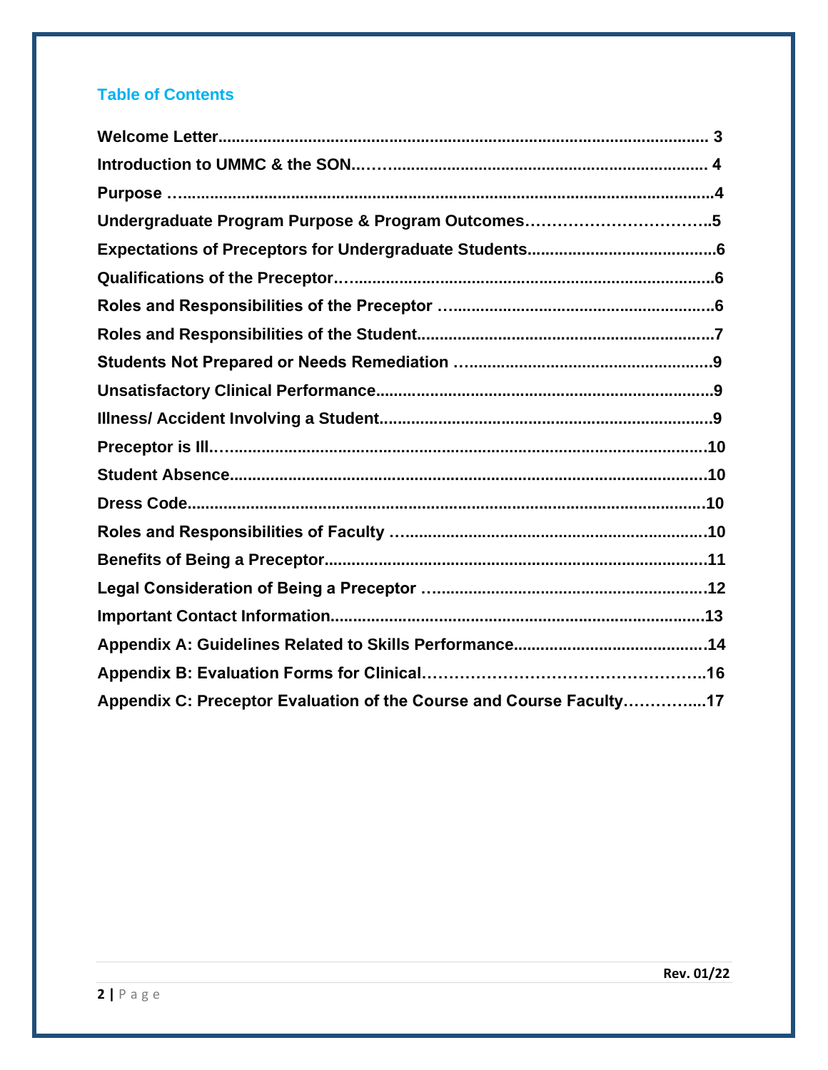## Table of Contents

**Welcome Letter** .......... 3
**Introduction to UMMC & the SON** .......... 4
**Purpose** .......... 4
**Undergraduate Program Purpose & Program Outcomes** .......... 5
**Expectations of Preceptors for Undergraduate Students** .......... 6
**Qualifications of the Preceptor** .......... 6
**Roles and Responsibilities of the Preceptor** .......... 6
**Roles and Responsibilities of the Student** .......... 7
**Students Not Prepared or Needs Remediation** .......... 9
**Unsatisfactory Clinical Performance** .......... 9
**Illness/ Accident Involving a Student** .......... 9
**Preceptor is Ill** .......... 10
**Student Absence** .......... 10
**Dress Code** .......... 10
**Roles and Responsibilities of Faculty** .......... 10
**Benefits of Being a Preceptor** .......... 11
**Legal Consideration of Being a Preceptor** .......... 12
**Important Contact Information** .......... 13
**Appendix A: Guidelines Related to Skills Performance** .......... 14
**Appendix B: Evaluation Forms for Clinical** .......... 16
**Appendix C: Preceptor Evaluation of the Course and Course Faculty** .......... 17

Rev. 01/22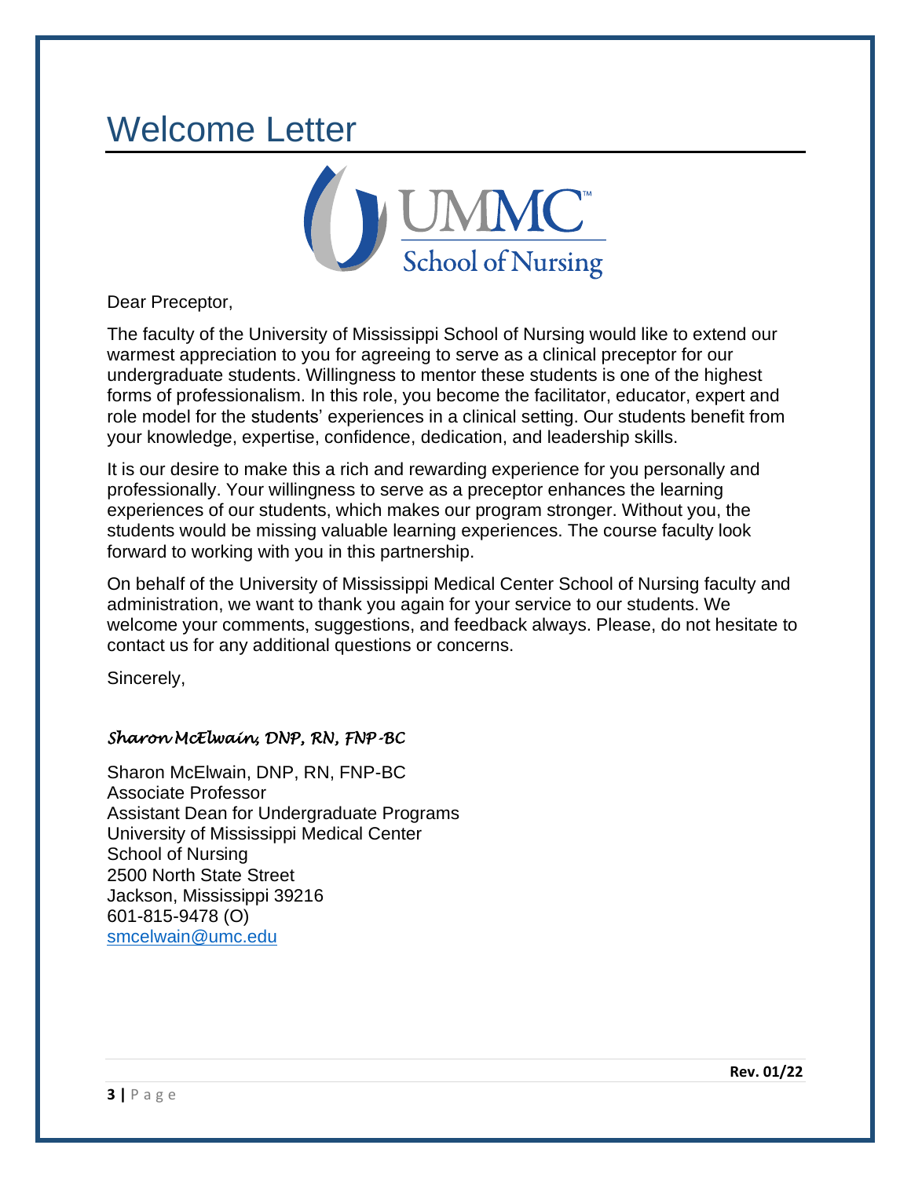# Welcome Letter

Dear Preceptor,

The faculty of the University of Mississippi School of Nursing would like to extend our warmest appreciation to you for agreeing to serve as a clinical preceptor for our undergraduate students. Willingness to mentor these students is one of the highest forms of professionalism. In this role, you become the facilitator, educator, expert and role model for the students' experiences in a clinical setting. Our students benefit from your knowledge, expertise, confidence, dedication, and leadership skills.

It is our desire to make this a rich and rewarding experience for you personally and professionally. Your willingness to serve as a preceptor enhances the learning experiences of our students, which makes our program stronger. Without you, the students would be missing valuable learning experiences. The course faculty look forward to working with you in this partnership.

On behalf of the University of Mississippi Medical Center School of Nursing faculty and administration, we want to thank you again for your service to our students. We welcome your comments, suggestions, and feedback always. Please, do not hesitate to contact us for any additional questions or concerns.

Sincerely,

*Sharon McElwain, DNP, RN, FNP-BC*

Sharon McElwain, DNP, RN, FNP-BC
Associate Professor
Assistant Dean for Undergraduate Programs
University of Mississippi Medical Center
School of Nursing
2500 North State Street
Jackson, Mississippi 39216
601-815-9478 (O)
smcelwain@umc.edu

**Rev. 01/22**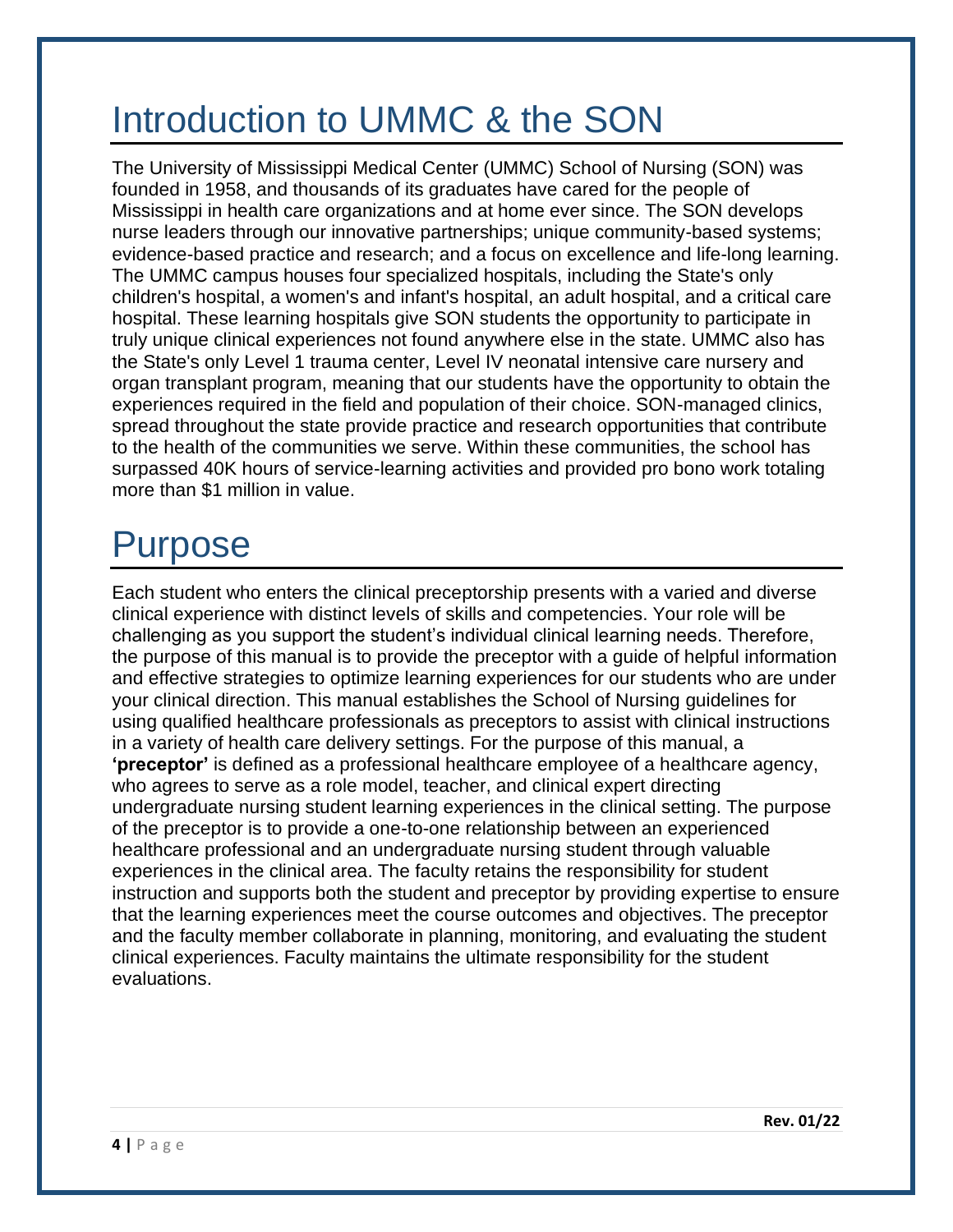# Introduction to UMMC & the SON

The University of Mississippi Medical Center (UMMC) School of Nursing (SON) was founded in 1958, and thousands of its graduates have cared for the people of Mississippi in health care organizations and at home ever since. The SON develops nurse leaders through our innovative partnerships; unique community-based systems; evidence-based practice and research; and a focus on excellence and life-long learning. The UMMC campus houses four specialized hospitals, including the State's only children's hospital, a women's and infant's hospital, an adult hospital, and a critical care hospital. These learning hospitals give SON students the opportunity to participate in truly unique clinical experiences not found anywhere else in the state. UMMC also has the State's only Level 1 trauma center, Level IV neonatal intensive care nursery and organ transplant program, meaning that our students have the opportunity to obtain the experiences required in the field and population of their choice. SON-managed clinics, spread throughout the state provide practice and research opportunities that contribute to the health of the communities we serve. Within these communities, the school has surpassed 40K hours of service-learning activities and provided pro bono work totaling more than $1 million in value.

# Purpose

Each student who enters the clinical preceptorship presents with a varied and diverse clinical experience with distinct levels of skills and competencies. Your role will be challenging as you support the student's individual clinical learning needs. Therefore, the purpose of this manual is to provide the preceptor with a guide of helpful information and effective strategies to optimize learning experiences for our students who are under your clinical direction. This manual establishes the School of Nursing guidelines for using qualified healthcare professionals as preceptors to assist with clinical instructions in a variety of health care delivery settings. For the purpose of this manual, a **'preceptor'** is defined as a professional healthcare employee of a healthcare agency, who agrees to serve as a role model, teacher, and clinical expert directing undergraduate nursing student learning experiences in the clinical setting. The purpose of the preceptor is to provide a one-to-one relationship between an experienced healthcare professional and an undergraduate nursing student through valuable experiences in the clinical area. The faculty retains the responsibility for student instruction and supports both the student and preceptor by providing expertise to ensure that the learning experiences meet the course outcomes and objectives. The preceptor and the faculty member collaborate in planning, monitoring, and evaluating the student clinical experiences. Faculty maintains the ultimate responsibility for the student evaluations.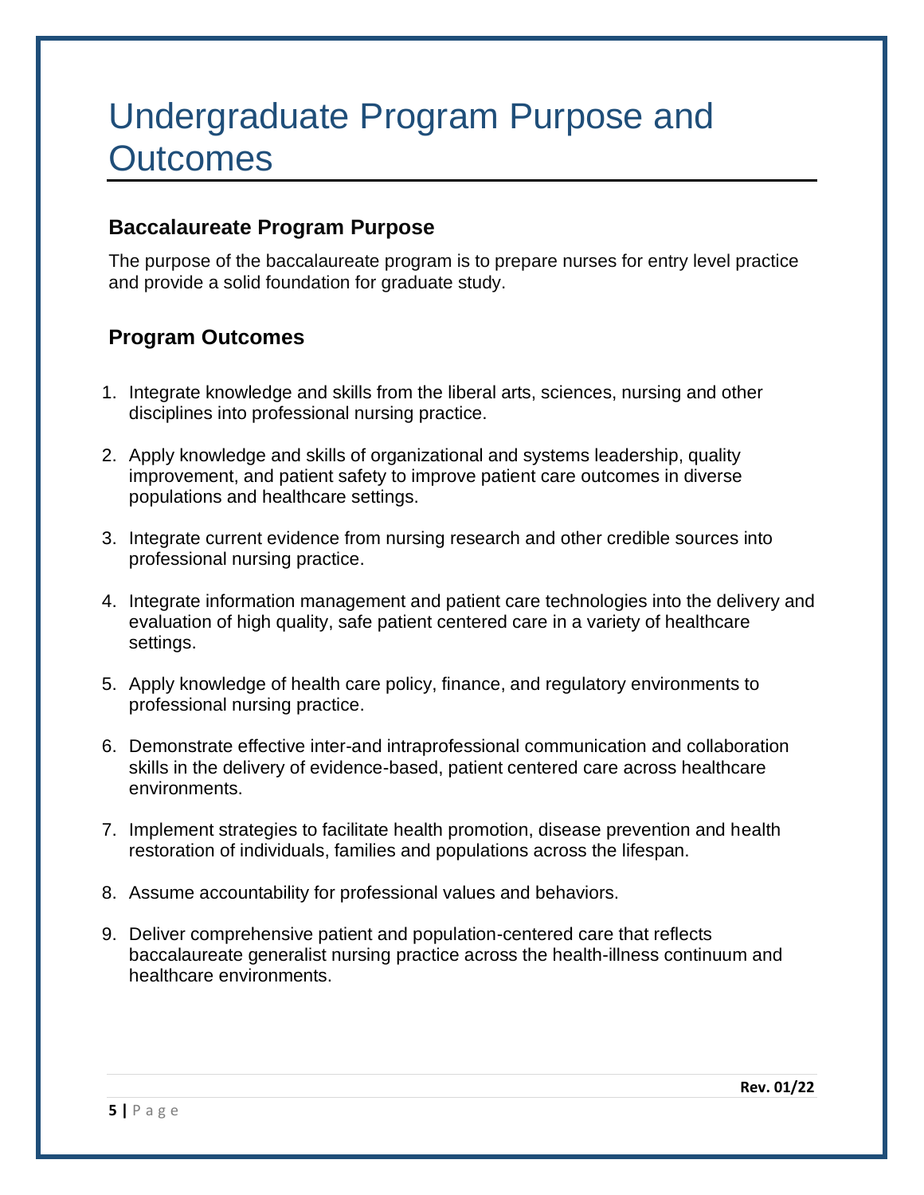# Undergraduate Program Purpose and Outcomes

## Baccalaureate Program Purpose

The purpose of the baccalaureate program is to prepare nurses for entry level practice and provide a solid foundation for graduate study.

## Program Outcomes

1. Integrate knowledge and skills from the liberal arts, sciences, nursing and other disciplines into professional nursing practice.
2. Apply knowledge and skills of organizational and systems leadership, quality improvement, and patient safety to improve patient care outcomes in diverse populations and healthcare settings.
3. Integrate current evidence from nursing research and other credible sources into professional nursing practice.
4. Integrate information management and patient care technologies into the delivery and evaluation of high quality, safe patient centered care in a variety of healthcare settings.
5. Apply knowledge of health care policy, finance, and regulatory environments to professional nursing practice.
6. Demonstrate effective inter-and intraprofessional communication and collaboration skills in the delivery of evidence-based, patient centered care across healthcare environments.
7. Implement strategies to facilitate health promotion, disease prevention and health restoration of individuals, families and populations across the lifespan.
8. Assume accountability for professional values and behaviors.
9. Deliver comprehensive patient and population-centered care that reflects baccalaureate generalist nursing practice across the health-illness continuum and healthcare environments.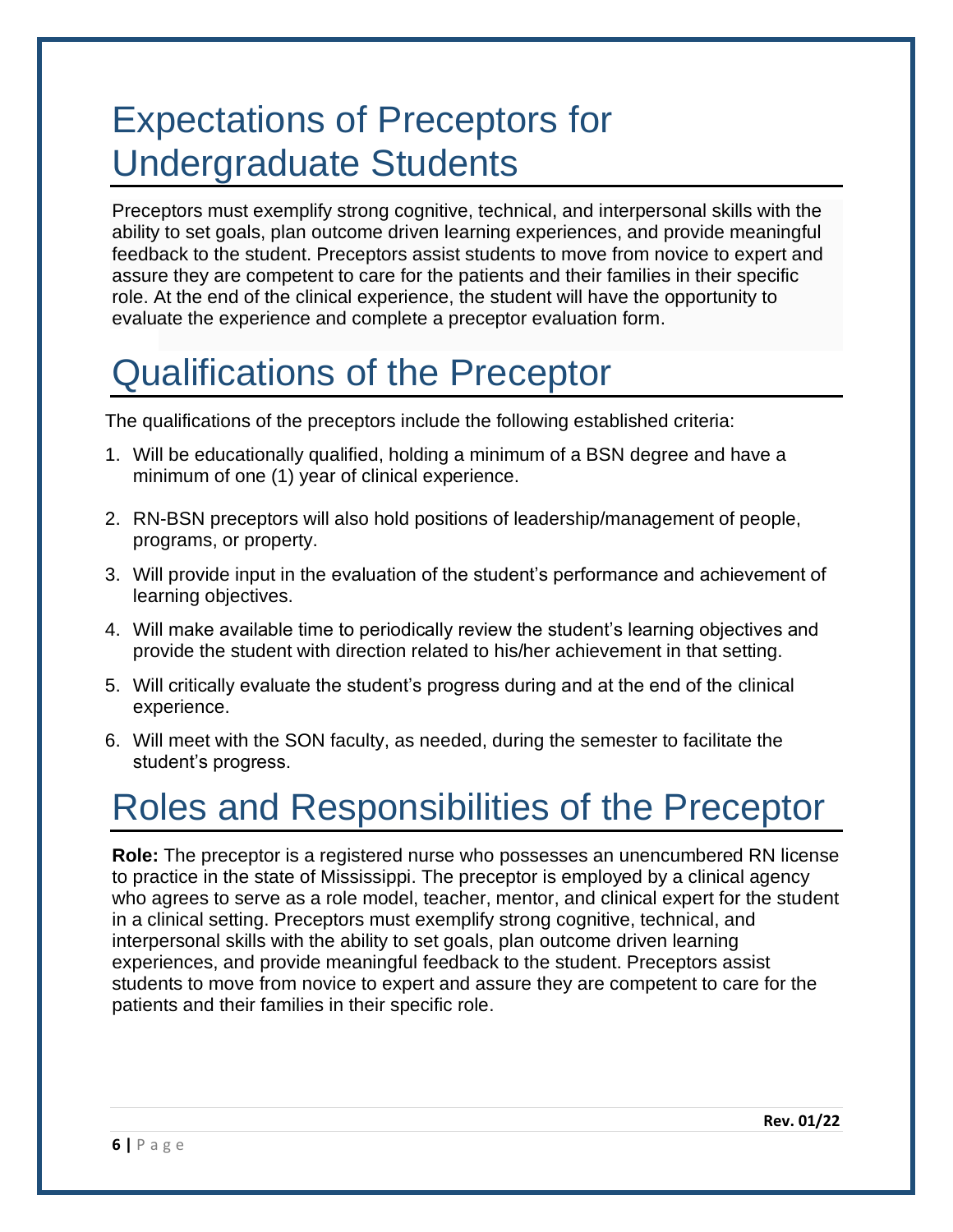# Expectations of Preceptors for Undergraduate Students

Preceptors must exemplify strong cognitive, technical, and interpersonal skills with the ability to set goals, plan outcome driven learning experiences, and provide meaningful feedback to the student. Preceptors assist students to move from novice to expert and assure they are competent to care for the patients and their families in their specific role. At the end of the clinical experience, the student will have the opportunity to evaluate the experience and complete a preceptor evaluation form.

# Qualifications of the Preceptor

The qualifications of the preceptors include the following established criteria:

1. Will be educationally qualified, holding a minimum of a BSN degree and have a minimum of one (1) year of clinical experience.
2. RN-BSN preceptors will also hold positions of leadership/management of people, programs, or property.
3. Will provide input in the evaluation of the student's performance and achievement of learning objectives.
4. Will make available time to periodically review the student's learning objectives and provide the student with direction related to his/her achievement in that setting.
5. Will critically evaluate the student's progress during and at the end of the clinical experience.
6. Will meet with the SON faculty, as needed, during the semester to facilitate the student's progress.

# Roles and Responsibilities of the Preceptor

**Role:** The preceptor is a registered nurse who possesses an unencumbered RN license to practice in the state of Mississippi. The preceptor is employed by a clinical agency who agrees to serve as a role model, teacher, mentor, and clinical expert for the student in a clinical setting. Preceptors must exemplify strong cognitive, technical, and interpersonal skills with the ability to set goals, plan outcome driven learning experiences, and provide meaningful feedback to the student. Preceptors assist students to move from novice to expert and assure they are competent to care for the patients and their families in their specific role.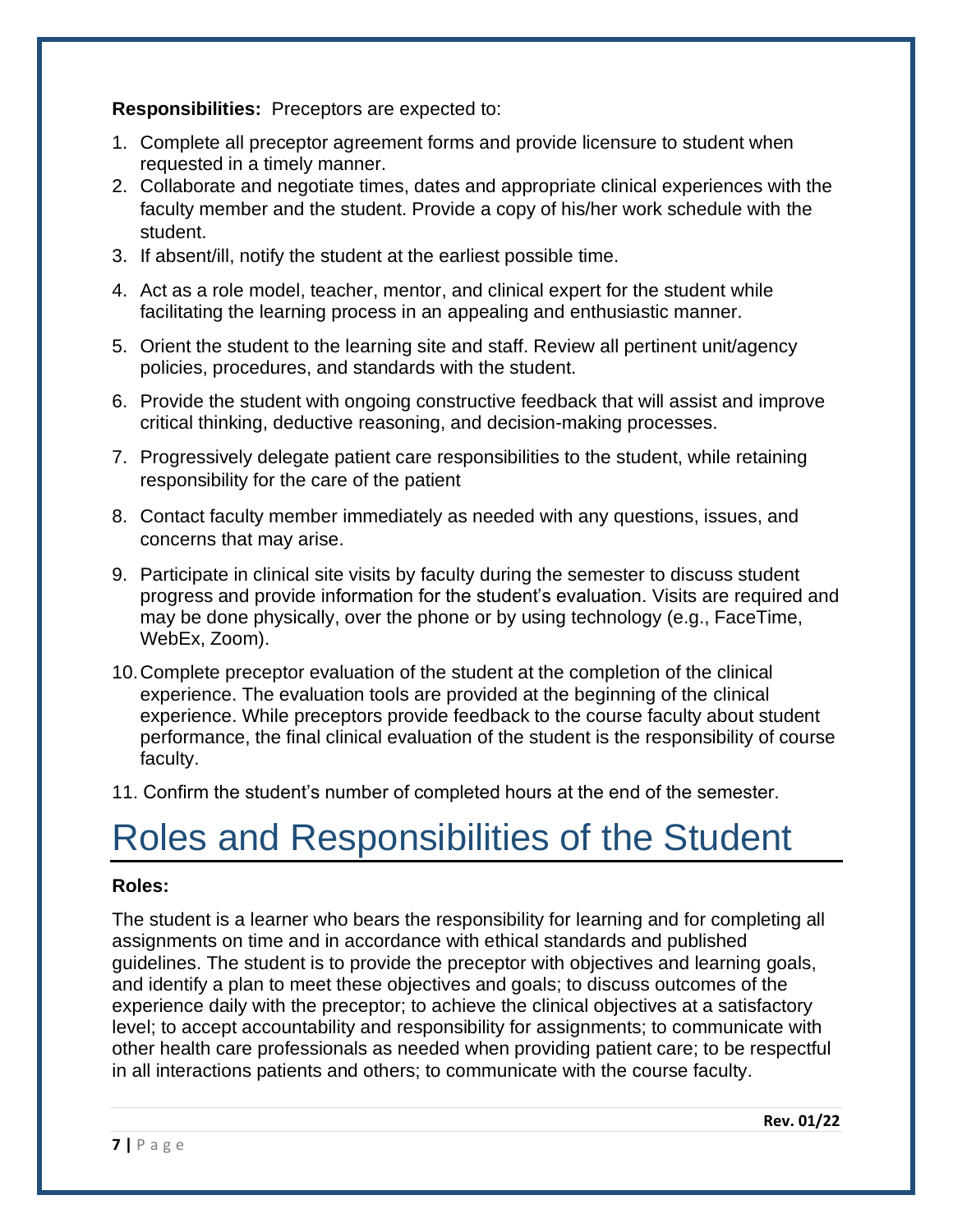**Responsibilities:** Preceptors are expected to:

1. Complete all preceptor agreement forms and provide licensure to student when requested in a timely manner.
2. Collaborate and negotiate times, dates and appropriate clinical experiences with the faculty member and the student. Provide a copy of his/her work schedule with the student.
3. If absent/ill, notify the student at the earliest possible time.
4. Act as a role model, teacher, mentor, and clinical expert for the student while facilitating the learning process in an appealing and enthusiastic manner.
5. Orient the student to the learning site and staff. Review all pertinent unit/agency policies, procedures, and standards with the student.
6. Provide the student with ongoing constructive feedback that will assist and improve critical thinking, deductive reasoning, and decision-making processes.
7. Progressively delegate patient care responsibilities to the student, while retaining responsibility for the care of the patient
8. Contact faculty member immediately as needed with any questions, issues, and concerns that may arise.
9. Participate in clinical site visits by faculty during the semester to discuss student progress and provide information for the student's evaluation. Visits are required and may be done physically, over the phone or by using technology (e.g., FaceTime, WebEx, Zoom).
10. Complete preceptor evaluation of the student at the completion of the clinical experience. The evaluation tools are provided at the beginning of the clinical experience. While preceptors provide feedback to the course faculty about student performance, the final clinical evaluation of the student is the responsibility of course faculty.
11. Confirm the student's number of completed hours at the end of the semester.

# Roles and Responsibilities of the Student

**Roles:**

The student is a learner who bears the responsibility for learning and for completing all assignments on time and in accordance with ethical standards and published guidelines. The student is to provide the preceptor with objectives and learning goals, and identify a plan to meet these objectives and goals; to discuss outcomes of the experience daily with the preceptor; to achieve the clinical objectives at a satisfactory level; to accept accountability and responsibility for assignments; to communicate with other health care professionals as needed when providing patient care; to be respectful in all interactions patients and others; to communicate with the course faculty.

Rev. 01/22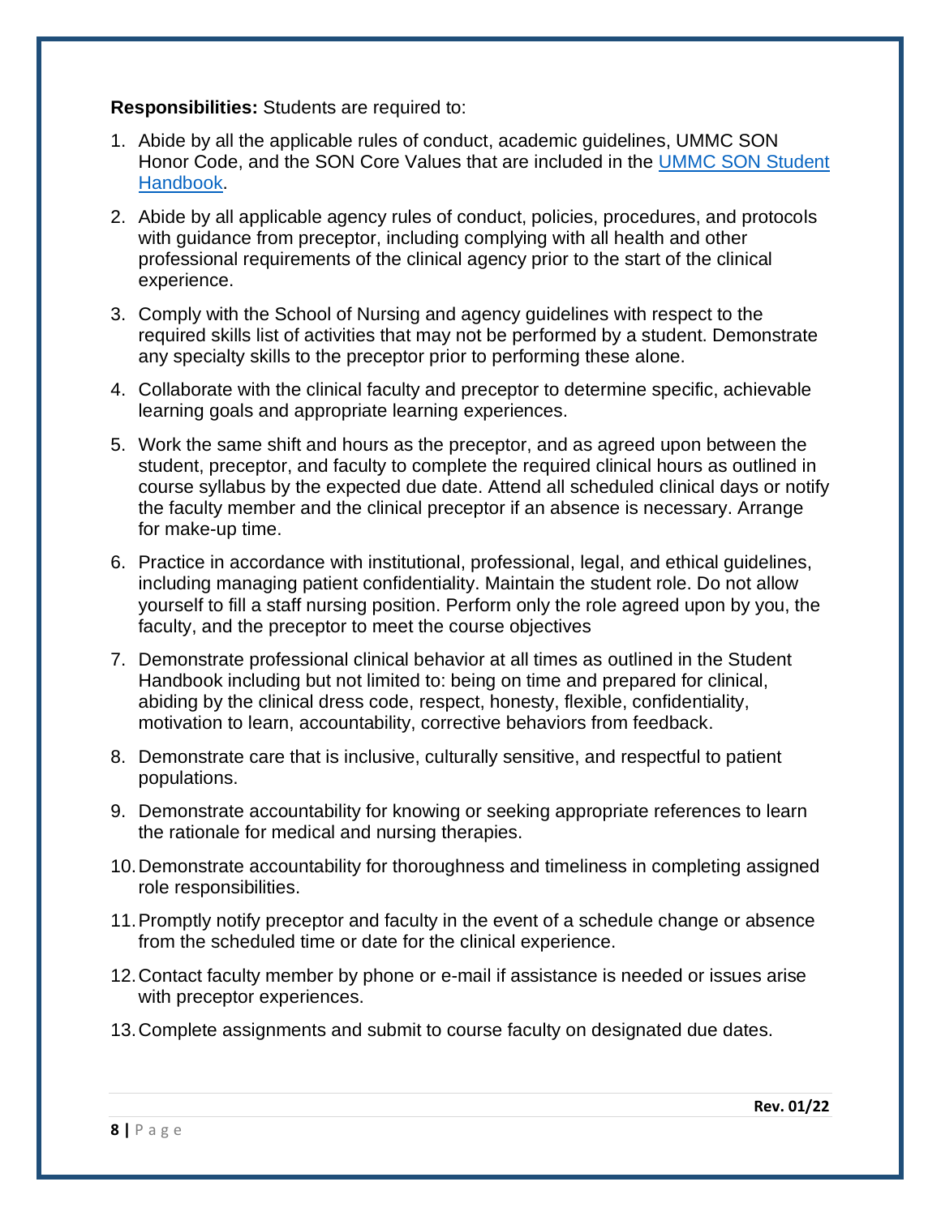**Responsibilities:** Students are required to:

1. Abide by all the applicable rules of conduct, academic guidelines, UMMC SON Honor Code, and the SON Core Values that are included in the [UMMC SON Student Handbook](UMMC SON Student Handbook).
2. Abide by all applicable agency rules of conduct, policies, procedures, and protocols with guidance from preceptor, including complying with all health and other professional requirements of the clinical agency prior to the start of the clinical experience.
3. Comply with the School of Nursing and agency guidelines with respect to the required skills list of activities that may not be performed by a student. Demonstrate any specialty skills to the preceptor prior to performing these alone.
4. Collaborate with the clinical faculty and preceptor to determine specific, achievable learning goals and appropriate learning experiences.
5. Work the same shift and hours as the preceptor, and as agreed upon between the student, preceptor, and faculty to complete the required clinical hours as outlined in course syllabus by the expected due date. Attend all scheduled clinical days or notify the faculty member and the clinical preceptor if an absence is necessary. Arrange for make-up time.
6. Practice in accordance with institutional, professional, legal, and ethical guidelines, including managing patient confidentiality. Maintain the student role. Do not allow yourself to fill a staff nursing position. Perform only the role agreed upon by you, the faculty, and the preceptor to meet the course objectives
7. Demonstrate professional clinical behavior at all times as outlined in the Student Handbook including but not limited to: being on time and prepared for clinical, abiding by the clinical dress code, respect, honesty, flexible, confidentiality, motivation to learn, accountability, corrective behaviors from feedback.
8. Demonstrate care that is inclusive, culturally sensitive, and respectful to patient populations.
9. Demonstrate accountability for knowing or seeking appropriate references to learn the rationale for medical and nursing therapies.
10. Demonstrate accountability for thoroughness and timeliness in completing assigned role responsibilities.
11. Promptly notify preceptor and faculty in the event of a schedule change or absence from the scheduled time or date for the clinical experience.
12. Contact faculty member by phone or e-mail if assistance is needed or issues arise with preceptor experiences.
13. Complete assignments and submit to course faculty on designated due dates.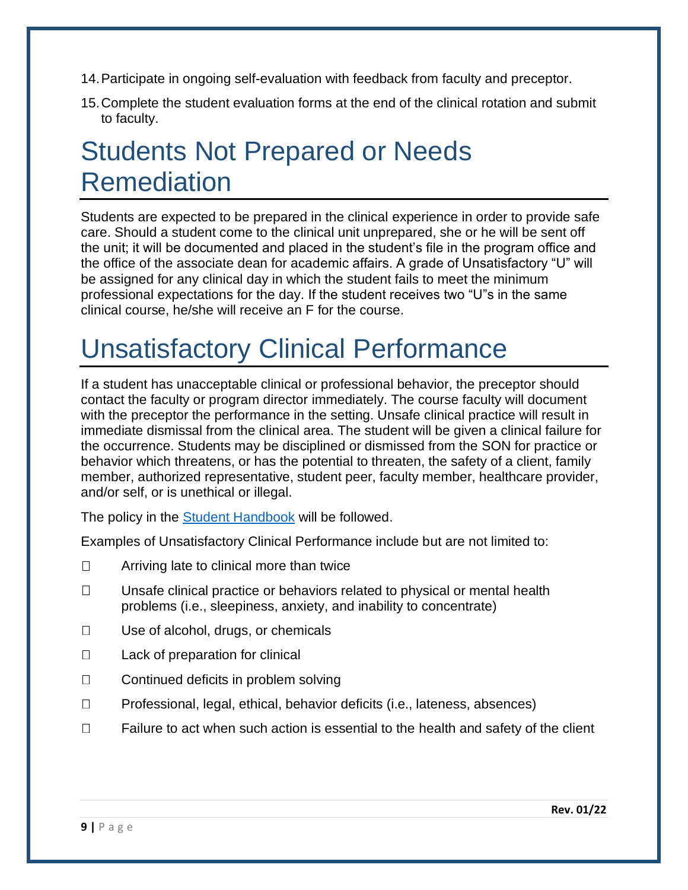14. Participate in ongoing self-evaluation with feedback from faculty and preceptor.
15. Complete the student evaluation forms at the end of the clinical rotation and submit to faculty.

# Students Not Prepared or Needs Remediation

Students are expected to be prepared in the clinical experience in order to provide safe care. Should a student come to the clinical unit unprepared, she or he will be sent off the unit; it will be documented and placed in the student's file in the program office and the office of the associate dean for academic affairs. A grade of Unsatisfactory "U" will be assigned for any clinical day in which the student fails to meet the minimum professional expectations for the day. If the student receives two "U"s in the same clinical course, he/she will receive an F for the course.

# Unsatisfactory Clinical Performance

If a student has unacceptable clinical or professional behavior, the preceptor should contact the faculty or program director immediately. The course faculty will document with the preceptor the performance in the setting. Unsafe clinical practice will result in immediate dismissal from the clinical area. The student will be given a clinical failure for the occurrence. Students may be disciplined or dismissed from the SON for practice or behavior which threatens, or has the potential to threaten, the safety of a client, family member, authorized representative, student peer, faculty member, healthcare provider, and/or self, or is unethical or illegal.

The policy in the Student Handbook will be followed.

Examples of Unsatisfactory Clinical Performance include but are not limited to:

- Arriving late to clinical more than twice
- Unsafe clinical practice or behaviors related to physical or mental health problems (i.e., sleepiness, anxiety, and inability to concentrate)
- Use of alcohol, drugs, or chemicals
- Lack of preparation for clinical
- Continued deficits in problem solving
- Professional, legal, ethical, behavior deficits (i.e., lateness, absences)
- Failure to act when such action is essential to the health and safety of the client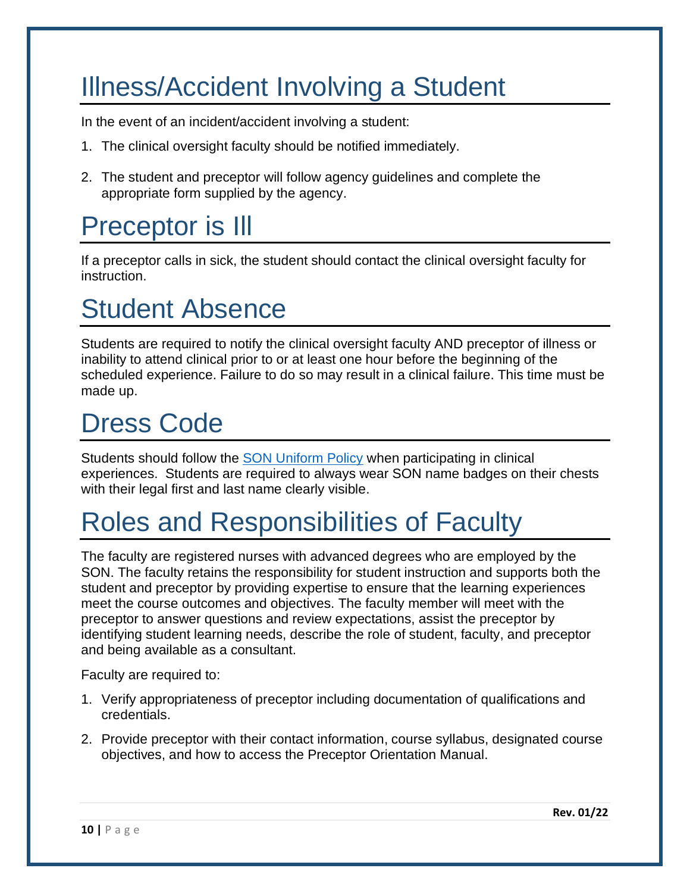# Illness/Accident Involving a Student

In the event of an incident/accident involving a student:

1. The clinical oversight faculty should be notified immediately.
2. The student and preceptor will follow agency guidelines and complete the appropriate form supplied by the agency.

# Preceptor is Ill

If a preceptor calls in sick, the student should contact the clinical oversight faculty for instruction.

# Student Absence

Students are required to notify the clinical oversight faculty AND preceptor of illness or inability to attend clinical prior to or at least one hour before the beginning of the scheduled experience. Failure to do so may result in a clinical failure. This time must be made up.

# Dress Code

Students should follow the [SON Uniform Policy] when participating in clinical experiences. Students are required to always wear SON name badges on their chests with their legal first and last name clearly visible.

# Roles and Responsibilities of Faculty

The faculty are registered nurses with advanced degrees who are employed by the SON. The faculty retains the responsibility for student instruction and supports both the student and preceptor by providing expertise to ensure that the learning experiences meet the course outcomes and objectives. The faculty member will meet with the preceptor to answer questions and review expectations, assist the preceptor by identifying student learning needs, describe the role of student, faculty, and preceptor and being available as a consultant.

Faculty are required to:

1. Verify appropriateness of preceptor including documentation of qualifications and credentials.
2. Provide preceptor with their contact information, course syllabus, designated course objectives, and how to access the Preceptor Orientation Manual.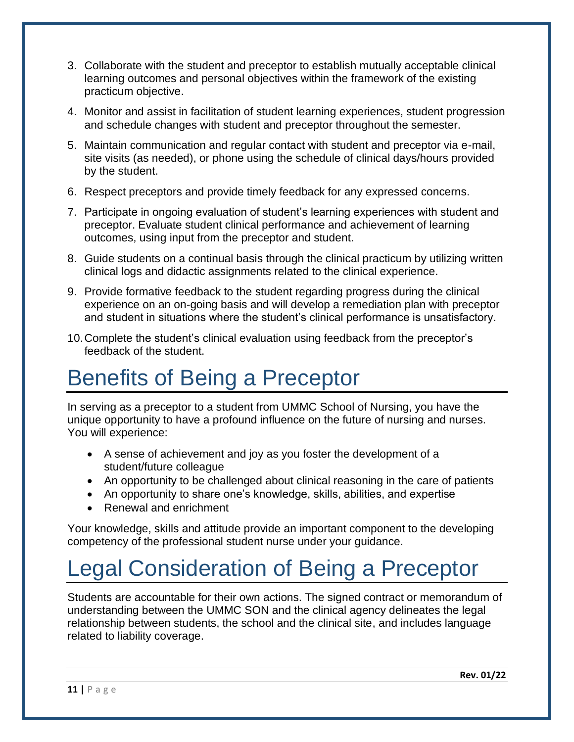3. Collaborate with the student and preceptor to establish mutually acceptable clinical learning outcomes and personal objectives within the framework of the existing practicum objective.
4. Monitor and assist in facilitation of student learning experiences, student progression and schedule changes with student and preceptor throughout the semester.
5. Maintain communication and regular contact with student and preceptor via e-mail, site visits (as needed), or phone using the schedule of clinical days/hours provided by the student.
6. Respect preceptors and provide timely feedback for any expressed concerns.
7. Participate in ongoing evaluation of student's learning experiences with student and preceptor. Evaluate student clinical performance and achievement of learning outcomes, using input from the preceptor and student.
8. Guide students on a continual basis through the clinical practicum by utilizing written clinical logs and didactic assignments related to the clinical experience.
9. Provide formative feedback to the student regarding progress during the clinical experience on an on-going basis and will develop a remediation plan with preceptor and student in situations where the student's clinical performance is unsatisfactory.
10. Complete the student's clinical evaluation using feedback from the preceptor's feedback of the student.

# Benefits of Being a Preceptor

In serving as a preceptor to a student from UMMC School of Nursing, you have the unique opportunity to have a profound influence on the future of nursing and nurses. You will experience:

- A sense of achievement and joy as you foster the development of a student/future colleague
- An opportunity to be challenged about clinical reasoning in the care of patients
- An opportunity to share one's knowledge, skills, abilities, and expertise
- Renewal and enrichment

Your knowledge, skills and attitude provide an important component to the developing competency of the professional student nurse under your guidance.

# Legal Consideration of Being a Preceptor

Students are accountable for their own actions. The signed contract or memorandum of understanding between the UMMC SON and the clinical agency delineates the legal relationship between students, the school and the clinical site, and includes language related to liability coverage.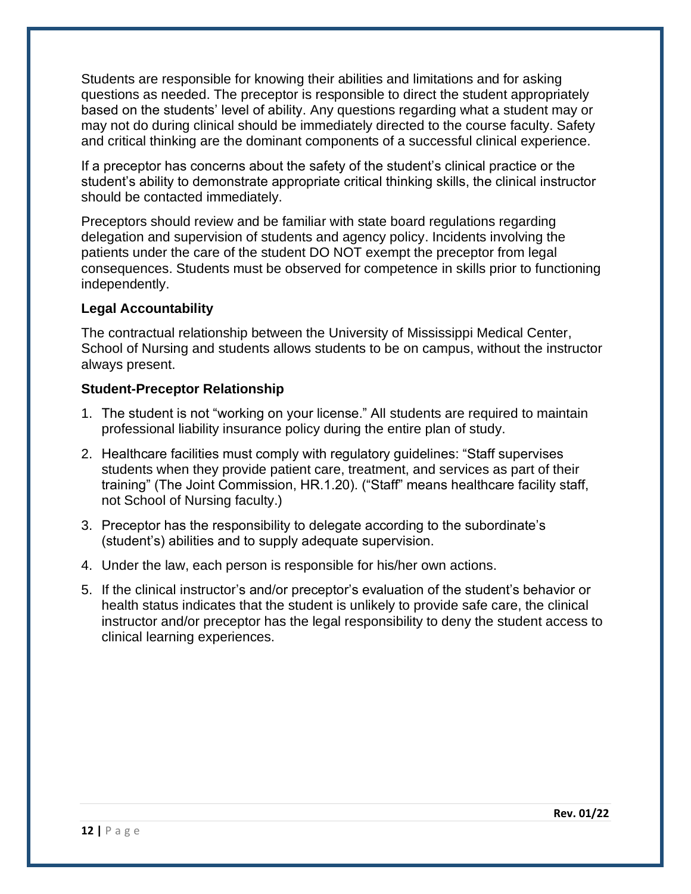Students are responsible for knowing their abilities and limitations and for asking questions as needed. The preceptor is responsible to direct the student appropriately based on the students' level of ability. Any questions regarding what a student may or may not do during clinical should be immediately directed to the course faculty. Safety and critical thinking are the dominant components of a successful clinical experience.

If a preceptor has concerns about the safety of the student's clinical practice or the student's ability to demonstrate appropriate critical thinking skills, the clinical instructor should be contacted immediately.

Preceptors should review and be familiar with state board regulations regarding delegation and supervision of students and agency policy. Incidents involving the patients under the care of the student DO NOT exempt the preceptor from legal consequences. Students must be observed for competence in skills prior to functioning independently.

**Legal Accountability**

The contractual relationship between the University of Mississippi Medical Center, School of Nursing and students allows students to be on campus, without the instructor always present.

**Student-Preceptor Relationship**

1. The student is not "working on your license." All students are required to maintain professional liability insurance policy during the entire plan of study.
2. Healthcare facilities must comply with regulatory guidelines: "Staff supervises students when they provide patient care, treatment, and services as part of their training" (The Joint Commission, HR.1.20). ("Staff" means healthcare facility staff, not School of Nursing faculty.)
3. Preceptor has the responsibility to delegate according to the subordinate's (student's) abilities and to supply adequate supervision.
4. Under the law, each person is responsible for his/her own actions.
5. If the clinical instructor's and/or preceptor's evaluation of the student's behavior or health status indicates that the student is unlikely to provide safe care, the clinical instructor and/or preceptor has the legal responsibility to deny the student access to clinical learning experiences.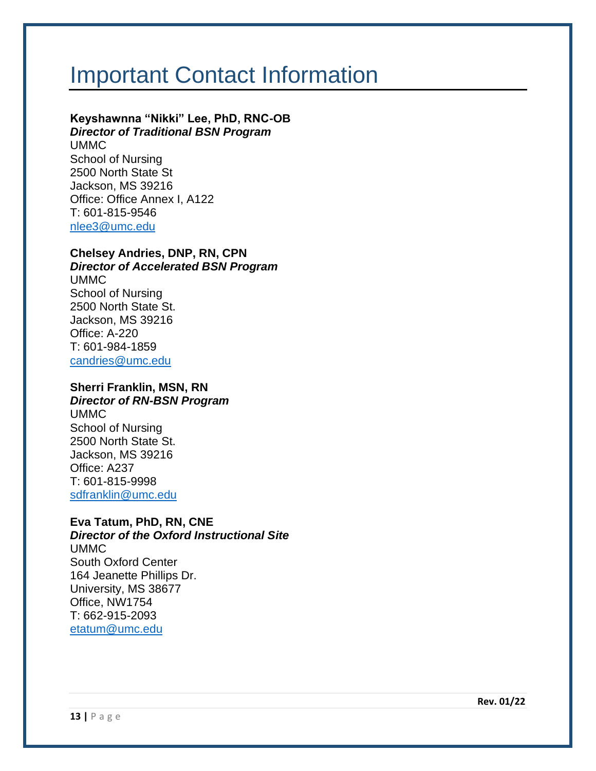# Important Contact Information

**Keyshawnna “Nikki” Lee, PhD, RNC-OB**
***Director of Traditional BSN Program***
UMMC
School of Nursing
2500 North State St
Jackson, MS 39216
Office: Office Annex I, A122
T: 601-815-9546
nlee3@umc.edu

**Chelsey Andries, DNP, RN, CPN**
***Director of Accelerated BSN Program***
UMMC
School of Nursing
2500 North State St.
Jackson, MS 39216
Office: A-220
T: 601-984-1859
candries@umc.edu

**Sherri Franklin, MSN, RN**
***Director of RN-BSN Program***
UMMC
School of Nursing
2500 North State St.
Jackson, MS 39216
Office: A237
T: 601-815-9998
sdfranklin@umc.edu

**Eva Tatum, PhD, RN, CNE**
***Director of the Oxford Instructional Site***
UMMC
South Oxford Center
164 Jeanette Phillips Dr.
University, MS 38677
Office, NW1754
T: 662-915-2093
etatum@umc.edu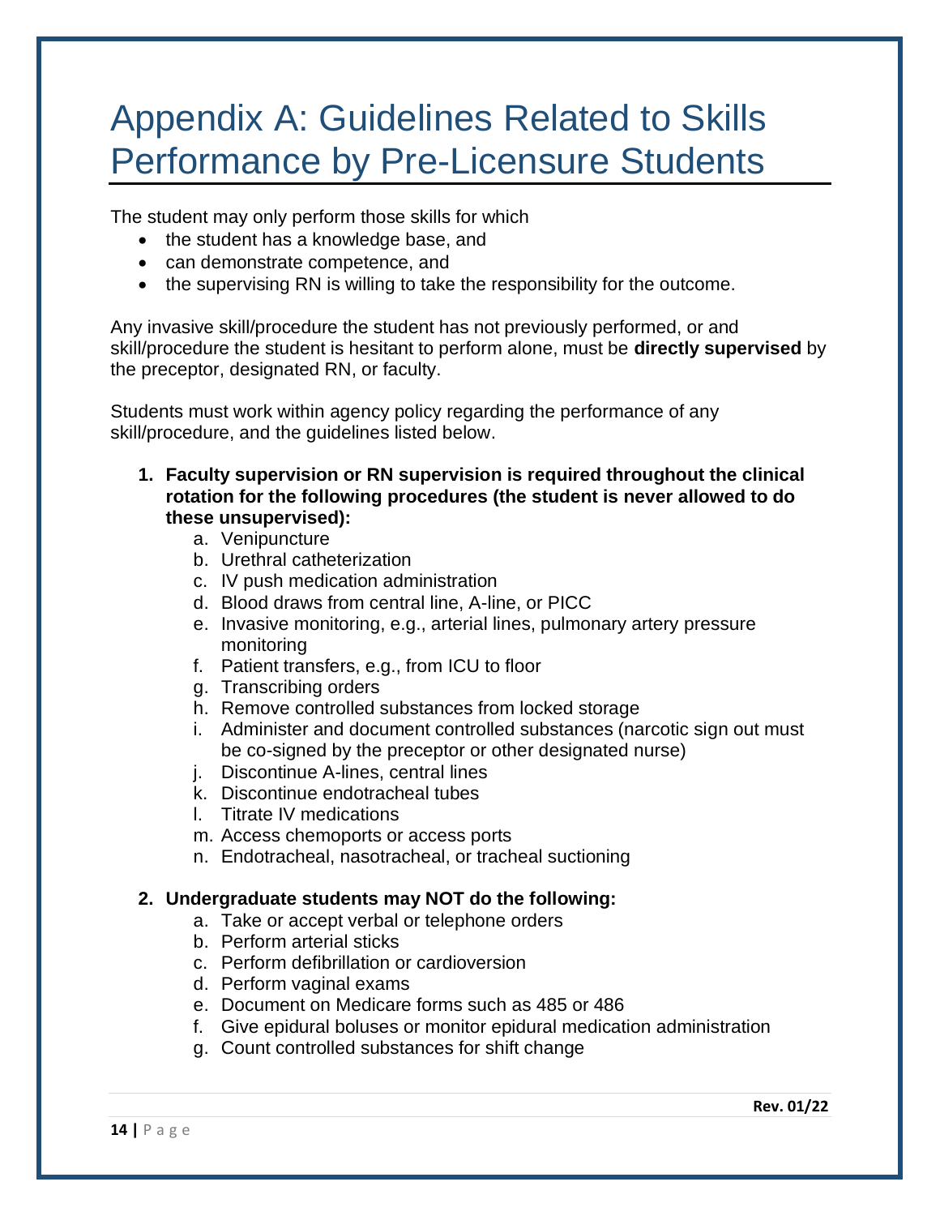# Appendix A: Guidelines Related to Skills Performance by Pre-Licensure Students

The student may only perform those skills for which

- the student has a knowledge base, and
- can demonstrate competence, and
- the supervising RN is willing to take the responsibility for the outcome.

Any invasive skill/procedure the student has not previously performed, or and skill/procedure the student is hesitant to perform alone, must be **directly supervised** by the preceptor, designated RN, or faculty.

Students must work within agency policy regarding the performance of any skill/procedure, and the guidelines listed below.

1. **Faculty supervision or RN supervision is required throughout the clinical rotation for the following procedures (the student is never allowed to do these unsupervised):**
   a. Venipuncture
   b. Urethral catheterization
   c. IV push medication administration
   d. Blood draws from central line, A-line, or PICC
   e. Invasive monitoring, e.g., arterial lines, pulmonary artery pressure monitoring
   f. Patient transfers, e.g., from ICU to floor
   g. Transcribing orders
   h. Remove controlled substances from locked storage
   i. Administer and document controlled substances (narcotic sign out must be co-signed by the preceptor or other designated nurse)
   j. Discontinue A-lines, central lines
   k. Discontinue endotracheal tubes
   l. Titrate IV medications
   m. Access chemoports or access ports
   n. Endotracheal, nasotracheal, or tracheal suctioning

2. **Undergraduate students may NOT do the following:**
   a. Take or accept verbal or telephone orders
   b. Perform arterial sticks
   c. Perform defibrillation or cardioversion
   d. Perform vaginal exams
   e. Document on Medicare forms such as 485 or 486
   f. Give epidural boluses or monitor epidural medication administration
   g. Count controlled substances for shift change

Rev. 01/22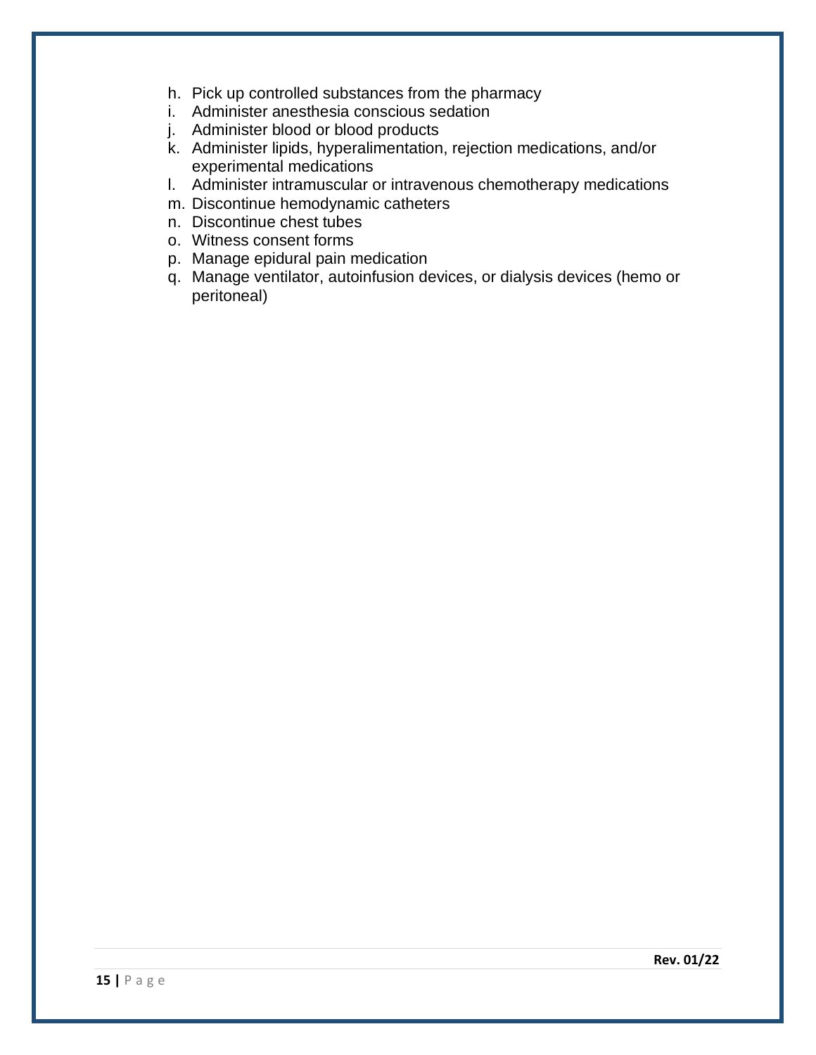h. Pick up controlled substances from the pharmacy
i. Administer anesthesia conscious sedation
j. Administer blood or blood products
k. Administer lipids, hyperalimentation, rejection medications, and/or experimental medications
l. Administer intramuscular or intravenous chemotherapy medications
m. Discontinue hemodynamic catheters
n. Discontinue chest tubes
o. Witness consent forms
p. Manage epidural pain medication
q. Manage ventilator, autoinfusion devices, or dialysis devices (hemo or peritoneal)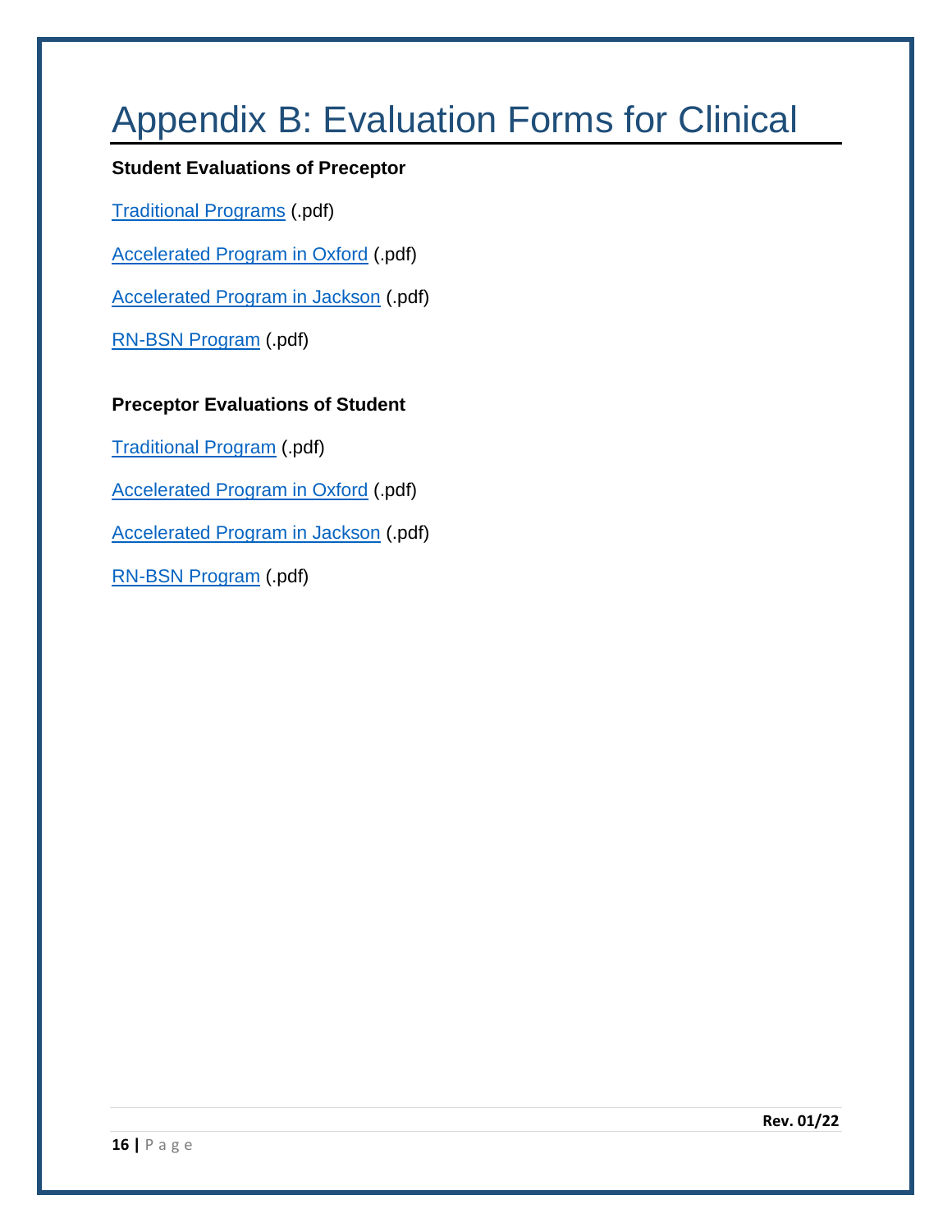# Appendix B: Evaluation Forms for Clinical

**Student Evaluations of Preceptor**

Traditional Programs (.pdf)

Accelerated Program in Oxford (.pdf)

Accelerated Program in Jackson (.pdf)

RN-BSN Program (.pdf)

**Preceptor Evaluations of Student**

Traditional Program (.pdf)

Accelerated Program in Oxford (.pdf)

Accelerated Program in Jackson (.pdf)

RN-BSN Program (.pdf)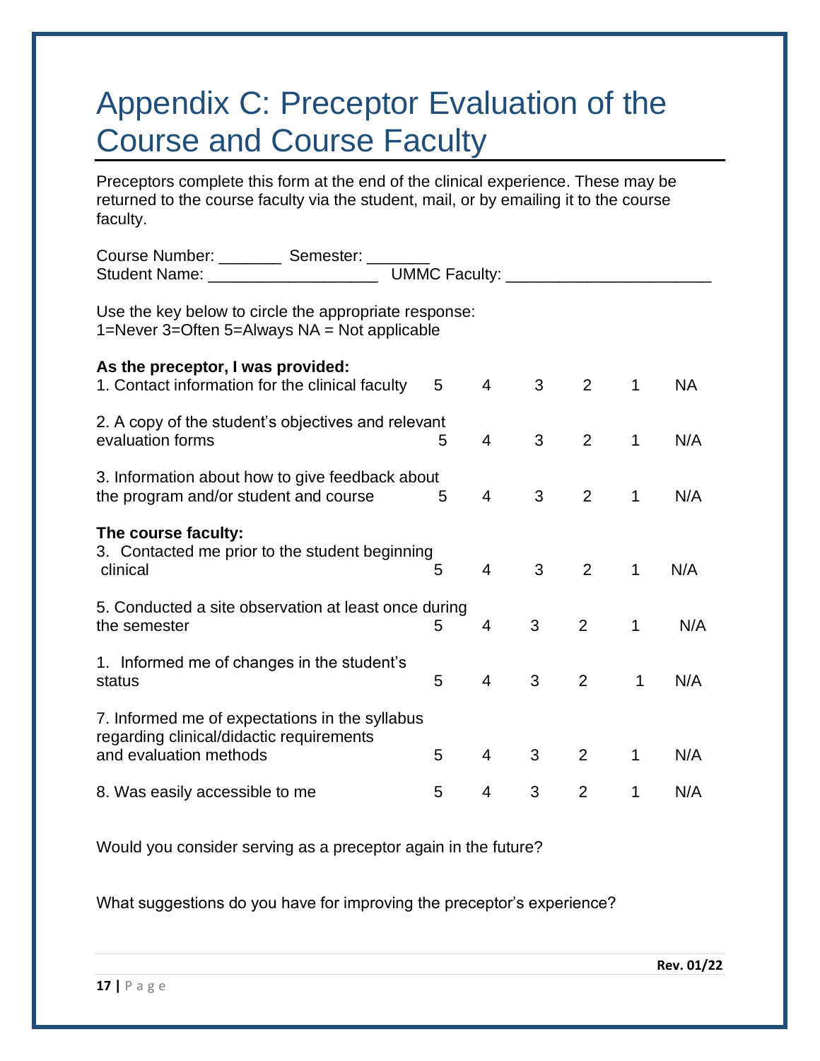# Appendix C: Preceptor Evaluation of the Course and Course Faculty

Preceptors complete this form at the end of the clinical experience. These may be returned to the course faculty via the student, mail, or by emailing it to the course faculty.

Course Number: _______ Semester: _______
Student Name: __________________ UMMC Faculty: ______________________

Use the key below to circle the appropriate response:
1=Never 3=Often 5=Always NA = Not applicable

| | | | | | | |
|---|---|---|---|---|---|---|
| **As the preceptor, I was provided:** | | | | | | |
| 1. Contact information for the clinical faculty | 5 | 4 | 3 | 2 | 1 | NA |
| 2. A copy of the student's objectives and relevant evaluation forms | 5 | 4 | 3 | 2 | 1 | N/A |
| 3. Information about how to give feedback about the program and/or student and course | 5 | 4 | 3 | 2 | 1 | N/A |
| **The course faculty:** | | | | | | |
| 3. Contacted me prior to the student beginning clinical | 5 | 4 | 3 | 2 | 1 | N/A |
| 5. Conducted a site observation at least once during the semester | 5 | 4 | 3 | 2 | 1 | N/A |
| 1. Informed me of changes in the student's status | 5 | 4 | 3 | 2 | 1 | N/A |
| 7. Informed me of expectations in the syllabus regarding clinical/didactic requirements and evaluation methods | 5 | 4 | 3 | 2 | 1 | N/A |
| 8. Was easily accessible to me | 5 | 4 | 3 | 2 | 1 | N/A |

Would you consider serving as a preceptor again in the future?

What suggestions do you have for improving the preceptor's experience?

Rev. 01/22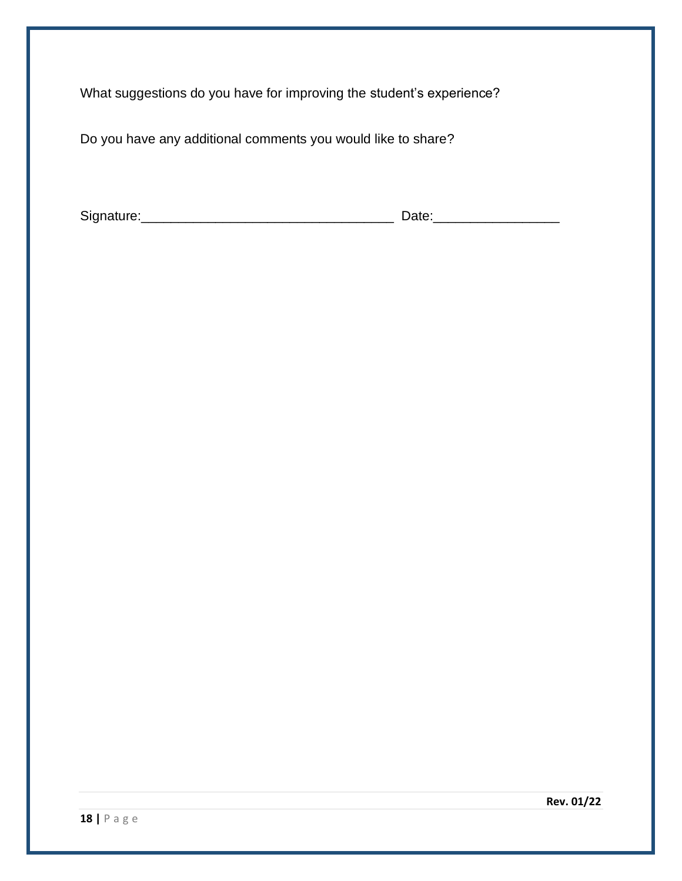What suggestions do you have for improving the student's experience?

Do you have any additional comments you would like to share?

Signature:_________________________________ Date:________________